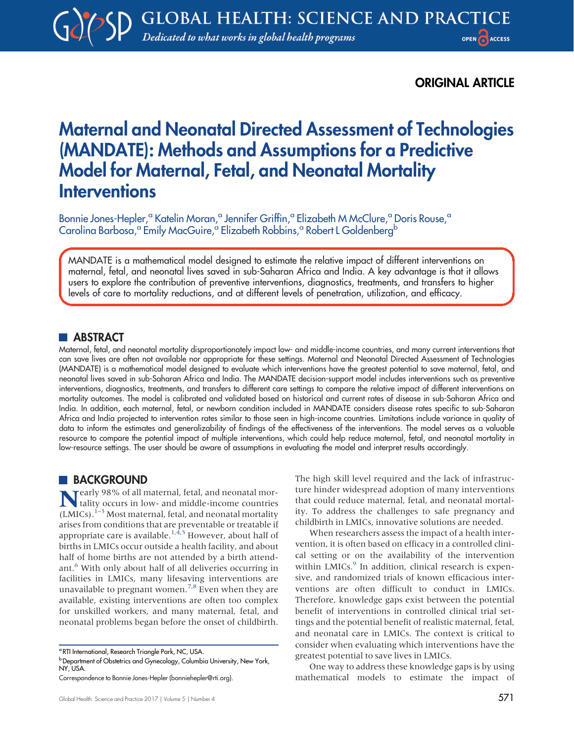ORIGINAL ARTICLE

# Maternal and Neonatal Directed Assessment of Technologies (MANDATE): Methods and Assumptions for a Predictive Model for Maternal, Fetal, and Neonatal Mortality Interventions

Bonnie Jones-Hepler,[a] Katelin Moran,[a] Jennifer Griffin,[a] Elizabeth M McClure,[a] Doris Rouse,[a] Carolina Barbosa,[a] Emily MacGuire,[a] Elizabeth Robbins,[a] Robert L Goldenberg[b]

MANDATE is a mathematical model designed to estimate the relative impact of different interventions on maternal, fetal, and neonatal lives saved in sub-Saharan Africa and India. A key advantage is that it allows users to explore the contribution of preventive interventions, diagnostics, treatments, and transfers to higher levels of care to mortality reductions, and at different levels of penetration, utilization, and efficacy.

## ABSTRACT

Maternal, fetal, and neonatal mortality disproportionately impact low- and middle-income countries, and many current interventions that can save lives are often not available nor appropriate for these settings. Maternal and Neonatal Directed Assessment of Technologies (MANDATE) is a mathematical model designed to evaluate which interventions have the greatest potential to save maternal, fetal, and neonatal lives saved in sub-Saharan Africa and India. The MANDATE decision-support model includes interventions such as preventive interventions, diagnostics, treatments, and transfers to different care settings to compare the relative impact of different interventions on mortality outcomes. The model is calibrated and validated based on historical and current rates of disease in sub-Saharan Africa and India. In addition, each maternal, fetal, or newborn condition included in MANDATE considers disease rates specific to sub-Saharan Africa and India projected to intervention rates similar to those seen in high-income countries. Limitations include variance in quality of data to inform the estimates and generalizability of findings of the effectiveness of the interventions. The model serves as a valuable resource to compare the potential impact of multiple interventions, which could help reduce maternal, fetal, and neonatal mortality in low-resource settings. The user should be aware of assumptions in evaluating the model and interpret results accordingly.

## BACKGROUND

Nearly 98% of all maternal, fetal, and neonatal mortality occurs in low- and middle-income countries (LMICs).[1–3] Most maternal, fetal, and neonatal mortality arises from conditions that are preventable or treatable if appropriate care is available.[1,4,5] However, about half of births in LMICs occur outside a health facility, and about half of home births are not attended by a birth attendant.[6] With only about half of all deliveries occurring in facilities in LMICs, many lifesaving interventions are unavailable to pregnant women.[7,8] Even when they are available, existing interventions are often too complex for unskilled workers, and many maternal, fetal, and neonatal problems began before the onset of childbirth. The high skill level required and the lack of infrastructure hinder widespread adoption of many interventions that could reduce maternal, fetal, and neonatal mortality. To address the challenges to safe pregnancy and childbirth in LMICs, innovative solutions are needed.

When researchers assess the impact of a health intervention, it is often based on efficacy in a controlled clinical setting or on the availability of the intervention within LMICs.[9] In addition, clinical research is expensive, and randomized trials of known efficacious interventions are often difficult to conduct in LMICs. Therefore, knowledge gaps exist between the potential benefit of interventions in controlled clinical trial settings and the potential benefit of realistic maternal, fetal, and neonatal care in LMICs. The context is critical to consider when evaluating which interventions have the greatest potential to save lives in LMICs.

One way to address these knowledge gaps is by using mathematical models to estimate the impact of

[a] RTI International, Research Triangle Park, NC, USA.

[b] Department of Obstetrics and Gynecology, Columbia University, New York, NY, USA.

Correspondence to Bonnie Jones-Hepler (bonniehepler@rti.org).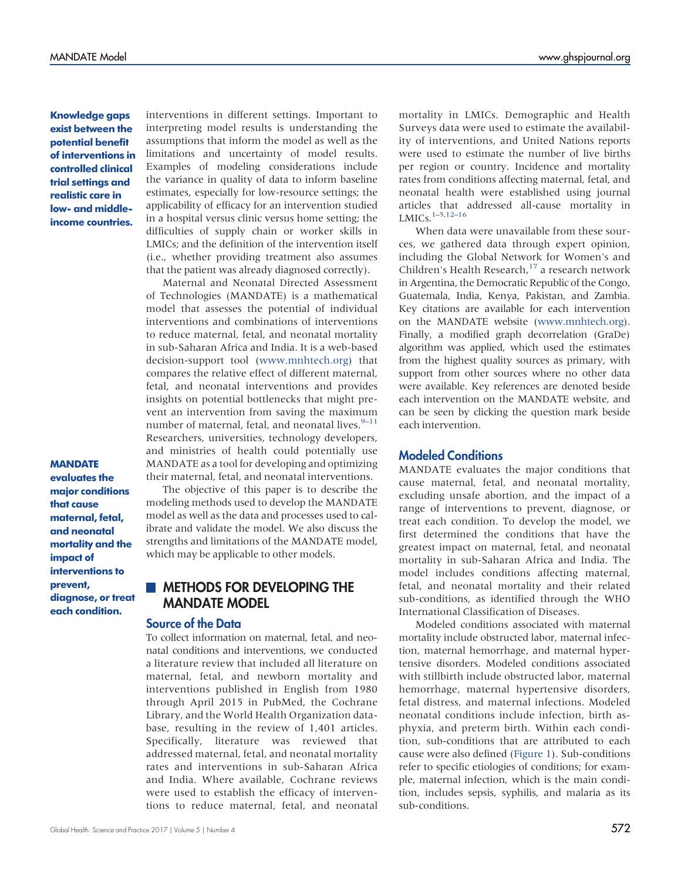**Knowledge gaps exist between the potential benefit of interventions in controlled clinical trial settings and realistic care in low- and middle-income countries.**

interventions in different settings. Important to interpreting model results is understanding the assumptions that inform the model as well as the limitations and uncertainty of model results. Examples of modeling considerations include the variance in quality of data to inform baseline estimates, especially for low-resource settings; the applicability of efficacy for an intervention studied in a hospital versus clinic versus home setting; the difficulties of supply chain or worker skills in LMICs; and the definition of the intervention itself (i.e., whether providing treatment also assumes that the patient was already diagnosed correctly).

Maternal and Neonatal Directed Assessment of Technologies (MANDATE) is a mathematical model that assesses the potential of individual interventions and combinations of interventions to reduce maternal, fetal, and neonatal mortality in sub-Saharan Africa and India. It is a web-based decision-support tool (www.mnhtech.org) that compares the relative effect of different maternal, fetal, and neonatal interventions and provides insights on potential bottlenecks that might prevent an intervention from saving the maximum number of maternal, fetal, and neonatal lives.[9–11] Researchers, universities, technology developers, and ministries of health could potentially use MANDATE as a tool for developing and optimizing their maternal, fetal, and neonatal interventions.

**MANDATE evaluates the major conditions that cause maternal, fetal, and neonatal mortality and the impact of interventions to prevent, diagnose, or treat each condition.**

The objective of this paper is to describe the modeling methods used to develop the MANDATE model as well as the data and processes used to calibrate and validate the model. We also discuss the strengths and limitations of the MANDATE model, which may be applicable to other models.

## METHODS FOR DEVELOPING THE MANDATE MODEL

### Source of the Data

To collect information on maternal, fetal, and neonatal conditions and interventions, we conducted a literature review that included all literature on maternal, fetal, and newborn mortality and interventions published in English from 1980 through April 2015 in PubMed, the Cochrane Library, and the World Health Organization database, resulting in the review of 1,401 articles. Specifically, literature was reviewed that addressed maternal, fetal, and neonatal mortality rates and interventions in sub-Saharan Africa and India. Where available, Cochrane reviews were used to establish the efficacy of interventions to reduce maternal, fetal, and neonatal mortality in LMICs. Demographic and Health Surveys data were used to estimate the availability of interventions, and United Nations reports were used to estimate the number of live births per region or country. Incidence and mortality rates from conditions affecting maternal, fetal, and neonatal health were established using journal articles that addressed all-cause mortality in LMICs.[1–5,12–16]

When data were unavailable from these sources, we gathered data through expert opinion, including the Global Network for Women's and Children's Health Research,[17] a research network in Argentina, the Democratic Republic of the Congo, Guatemala, India, Kenya, Pakistan, and Zambia. Key citations are available for each intervention on the MANDATE website (www.mnhtech.org). Finally, a modified graph decorrelation (GraDe) algorithm was applied, which used the estimates from the highest quality sources as primary, with support from other sources where no other data were available. Key references are denoted beside each intervention on the MANDATE website, and can be seen by clicking the question mark beside each intervention.

### Modeled Conditions

MANDATE evaluates the major conditions that cause maternal, fetal, and neonatal mortality, excluding unsafe abortion, and the impact of a range of interventions to prevent, diagnose, or treat each condition. To develop the model, we first determined the conditions that have the greatest impact on maternal, fetal, and neonatal mortality in sub-Saharan Africa and India. The model includes conditions affecting maternal, fetal, and neonatal mortality and their related sub-conditions, as identified through the WHO International Classification of Diseases.

Modeled conditions associated with maternal mortality include obstructed labor, maternal infection, maternal hemorrhage, and maternal hypertensive disorders. Modeled conditions associated with stillbirth include obstructed labor, maternal hemorrhage, maternal hypertensive disorders, fetal distress, and maternal infections. Modeled neonatal conditions include infection, birth asphyxia, and preterm birth. Within each condition, sub-conditions that are attributed to each cause were also defined (Figure 1). Sub-conditions refer to specific etiologies of conditions; for example, maternal infection, which is the main condition, includes sepsis, syphilis, and malaria as its sub-conditions.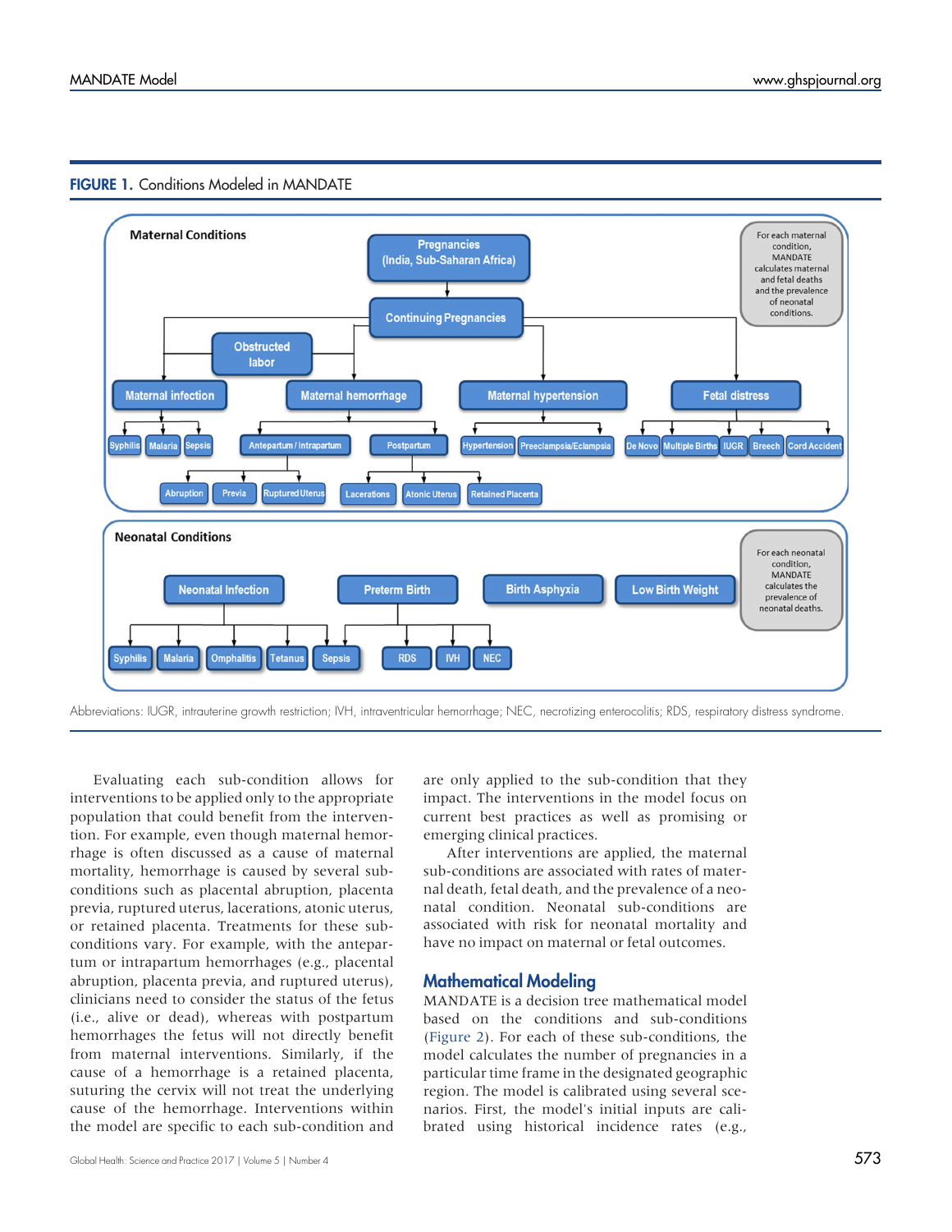**FIGURE 1.** Conditions Modeled in MANDATE

Maternal Conditions

Pregnancies (India, Sub-Saharan Africa)

Continuing Pregnancies

Obstructed labor

Maternal infection: Syphilis, Malaria, Sepsis

Maternal hemorrhage: Antepartum/Intrapartum (Abruption, Previa, Ruptured Uterus); Postpartum (Lacerations, Atonic Uterus, Retained Placenta)

Maternal hypertension: Hypertension, Preeclampsia/Eclampsia

Fetal distress: De Novo, Multiple Births, IUGR, Breech, Cord Accident

For each maternal condition, MANDATE calculates maternal and fetal deaths and the prevalence of neonatal conditions.

Neonatal Conditions

Neonatal Infection: Syphilis, Malaria, Omphalitis, Tetanus, Sepsis

Preterm Birth: RDS, IVH, NEC

Birth Asphyxia

Low Birth Weight

For each neonatal condition, MANDATE calculates the prevalence of neonatal deaths.

Abbreviations: IUGR, intrauterine growth restriction; IVH, intraventricular hemorrhage; NEC, necrotizing enterocolitis; RDS, respiratory distress syndrome.

Evaluating each sub-condition allows for interventions to be applied only to the appropriate population that could benefit from the intervention. For example, even though maternal hemorrhage is often discussed as a cause of maternal mortality, hemorrhage is caused by several sub-conditions such as placental abruption, placenta previa, ruptured uterus, lacerations, atonic uterus, or retained placenta. Treatments for these sub-conditions vary. For example, with the antepartum or intrapartum hemorrhages (e.g., placental abruption, placenta previa, and ruptured uterus), clinicians need to consider the status of the fetus (i.e., alive or dead), whereas with postpartum hemorrhages the fetus will not directly benefit from maternal interventions. Similarly, if the cause of a hemorrhage is a retained placenta, suturing the cervix will not treat the underlying cause of the hemorrhage. Interventions within the model are specific to each sub-condition and are only applied to the sub-condition that they impact. The interventions in the model focus on current best practices as well as promising or emerging clinical practices.

After interventions are applied, the maternal sub-conditions are associated with rates of maternal death, fetal death, and the prevalence of a neonatal condition. Neonatal sub-conditions are associated with risk for neonatal mortality and have no impact on maternal or fetal outcomes.

## Mathematical Modeling

MANDATE is a decision tree mathematical model based on the conditions and sub-conditions (Figure 2). For each of these sub-conditions, the model calculates the number of pregnancies in a particular time frame in the designated geographic region. The model is calibrated using several scenarios. First, the model's initial inputs are calibrated using historical incidence rates (e.g.,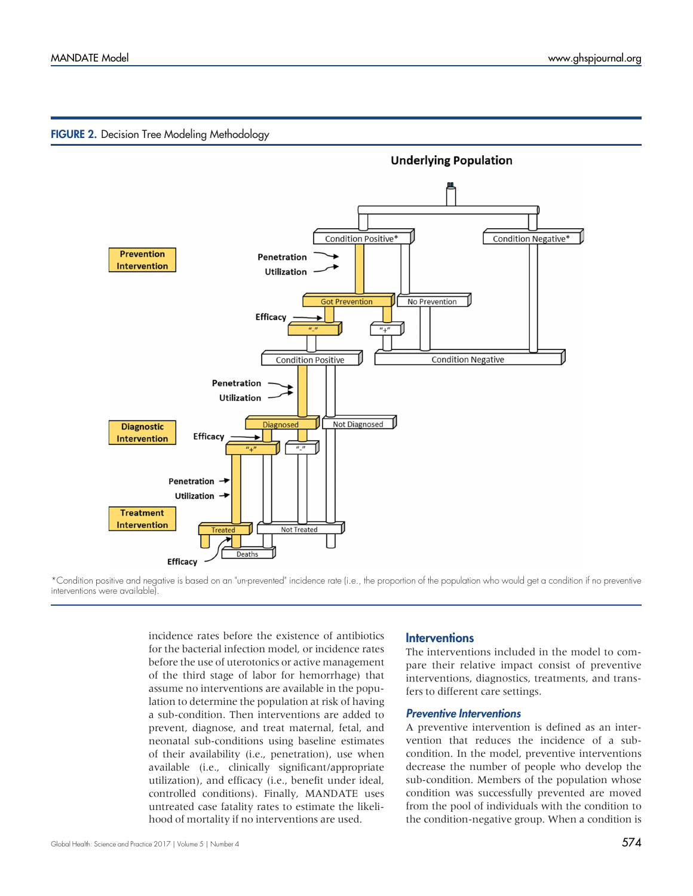**FIGURE 2.** Decision Tree Modeling Methodology

*Condition positive and negative is based on an "un-prevented" incidence rate (i.e., the proportion of the population who would get a condition if no preventive interventions were available).

incidence rates before the existence of antibiotics for the bacterial infection model, or incidence rates before the use of uterotonics or active management of the third stage of labor for hemorrhage) that assume no interventions are available in the population to determine the population at risk of having a sub-condition. Then interventions are added to prevent, diagnose, and treat maternal, fetal, and neonatal sub-conditions using baseline estimates of their availability (i.e., penetration), use when available (i.e., clinically significant/appropriate utilization), and efficacy (i.e., benefit under ideal, controlled conditions). Finally, MANDATE uses untreated case fatality rates to estimate the likelihood of mortality if no interventions are used.

## Interventions

The interventions included in the model to compare their relative impact consist of preventive interventions, diagnostics, treatments, and transfers to different care settings.

### *Preventive Interventions*

A preventive intervention is defined as an intervention that reduces the incidence of a sub-condition. In the model, preventive interventions decrease the number of people who develop the sub-condition. Members of the population whose condition was successfully prevented are moved from the pool of individuals with the condition to the condition-negative group. When a condition is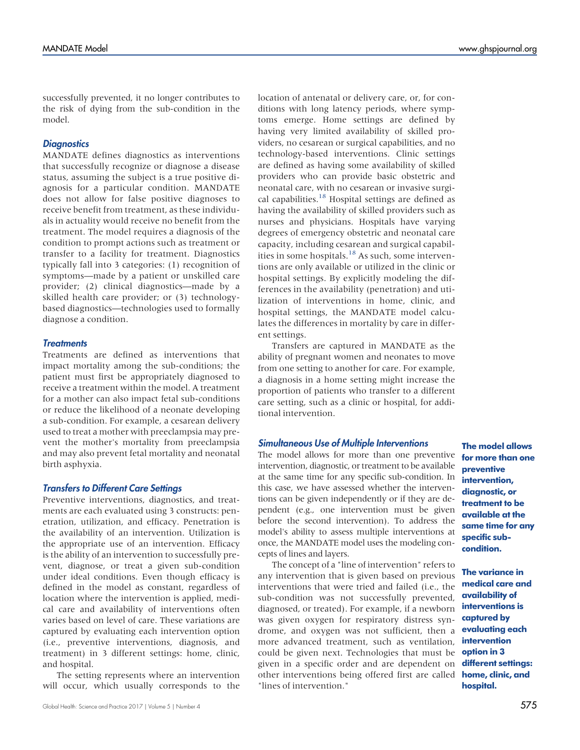successfully prevented, it no longer contributes to the risk of dying from the sub-condition in the model.

### *Diagnostics*

MANDATE defines diagnostics as interventions that successfully recognize or diagnose a disease status, assuming the subject is a true positive diagnosis for a particular condition. MANDATE does not allow for false positive diagnoses to receive benefit from treatment, as these individuals in actuality would receive no benefit from the treatment. The model requires a diagnosis of the condition to prompt actions such as treatment or transfer to a facility for treatment. Diagnostics typically fall into 3 categories: (1) recognition of symptoms—made by a patient or unskilled care provider; (2) clinical diagnostics—made by a skilled health care provider; or (3) technology-based diagnostics—technologies used to formally diagnose a condition.

### *Treatments*

Treatments are defined as interventions that impact mortality among the sub-conditions; the patient must first be appropriately diagnosed to receive a treatment within the model. A treatment for a mother can also impact fetal sub-conditions or reduce the likelihood of a neonate developing a sub-condition. For example, a cesarean delivery used to treat a mother with preeclampsia may prevent the mother's mortality from preeclampsia and may also prevent fetal mortality and neonatal birth asphyxia.

### *Transfers to Different Care Settings*

Preventive interventions, diagnostics, and treatments are each evaluated using 3 constructs: penetration, utilization, and efficacy. Penetration is the availability of an intervention. Utilization is the appropriate use of an intervention. Efficacy is the ability of an intervention to successfully prevent, diagnose, or treat a given sub-condition under ideal conditions. Even though efficacy is defined in the model as constant, regardless of location where the intervention is applied, medical care and availability of interventions often varies based on level of care. These variations are captured by evaluating each intervention option (i.e., preventive interventions, diagnosis, and treatment) in 3 different settings: home, clinic, and hospital.

The setting represents where an intervention will occur, which usually corresponds to the location of antenatal or delivery care, or, for conditions with long latency periods, where symptoms emerge. Home settings are defined by having very limited availability of skilled providers, no cesarean or surgical capabilities, and no technology-based interventions. Clinic settings are defined as having some availability of skilled providers who can provide basic obstetric and neonatal care, with no cesarean or invasive surgical capabilities.[18] Hospital settings are defined as having the availability of skilled providers such as nurses and physicians. Hospitals have varying degrees of emergency obstetric and neonatal care capacity, including cesarean and surgical capabilities in some hospitals.[18] As such, some interventions are only available or utilized in the clinic or hospital settings. By explicitly modeling the differences in the availability (penetration) and utilization of interventions in home, clinic, and hospital settings, the MANDATE model calculates the differences in mortality by care in different settings.

Transfers are captured in MANDATE as the ability of pregnant women and neonates to move from one setting to another for care. For example, a diagnosis in a home setting might increase the proportion of patients who transfer to a different care setting, such as a clinic or hospital, for additional intervention.

### *Simultaneous Use of Multiple Interventions*

The model allows for more than one preventive intervention, diagnostic, or treatment to be available at the same time for any specific sub-condition. In this case, we have assessed whether the interventions can be given independently or if they are dependent (e.g., one intervention must be given before the second intervention). To address the model's ability to assess multiple interventions at once, the MANDATE model uses the modeling concepts of lines and layers.

The concept of a "line of intervention" refers to any intervention that is given based on previous interventions that were tried and failed (i.e., the sub-condition was not successfully prevented, diagnosed, or treated). For example, if a newborn was given oxygen for respiratory distress syndrome, and oxygen was not sufficient, then a more advanced treatment, such as ventilation, could be given next. Technologies that must be given in a specific order and are dependent on other interventions being offered first are called "lines of intervention."

**The model allows for more than one preventive intervention, diagnostic, or treatment to be available at the same time for any specific sub-condition.**

**The variance in medical care and availability of interventions is captured by evaluating each intervention option in 3 different settings: home, clinic, and hospital.**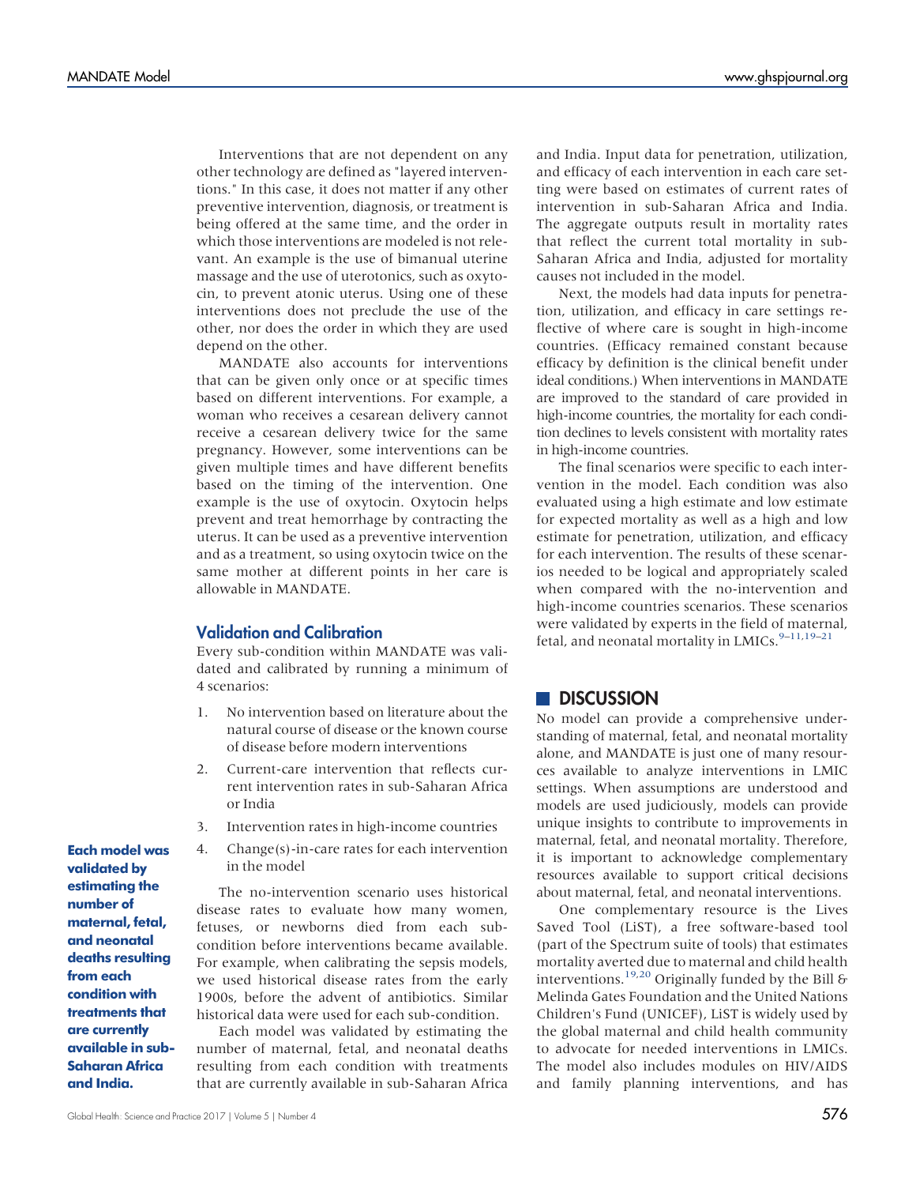Interventions that are not dependent on any other technology are defined as "layered interventions." In this case, it does not matter if any other preventive intervention, diagnosis, or treatment is being offered at the same time, and the order in which those interventions are modeled is not relevant. An example is the use of bimanual uterine massage and the use of uterotonics, such as oxytocin, to prevent atonic uterus. Using one of these interventions does not preclude the use of the other, nor does the order in which they are used depend on the other.

MANDATE also accounts for interventions that can be given only once or at specific times based on different interventions. For example, a woman who receives a cesarean delivery cannot receive a cesarean delivery twice for the same pregnancy. However, some interventions can be given multiple times and have different benefits based on the timing of the intervention. One example is the use of oxytocin. Oxytocin helps prevent and treat hemorrhage by contracting the uterus. It can be used as a preventive intervention and as a treatment, so using oxytocin twice on the same mother at different points in her care is allowable in MANDATE.

## Validation and Calibration

Every sub-condition within MANDATE was validated and calibrated by running a minimum of 4 scenarios:

1. No intervention based on literature about the natural course of disease or the known course of disease before modern interventions
2. Current-care intervention that reflects current intervention rates in sub-Saharan Africa or India
3. Intervention rates in high-income countries
4. Change(s)-in-care rates for each intervention in the model

**Each model was validated by estimating the number of maternal, fetal, and neonatal deaths resulting from each condition with treatments that are currently available in sub-Saharan Africa and India.**

The no-intervention scenario uses historical disease rates to evaluate how many women, fetuses, or newborns died from each sub-condition before interventions became available. For example, when calibrating the sepsis models, we used historical disease rates from the early 1900s, before the advent of antibiotics. Similar historical data were used for each sub-condition.

Each model was validated by estimating the number of maternal, fetal, and neonatal deaths resulting from each condition with treatments that are currently available in sub-Saharan Africa and India. Input data for penetration, utilization, and efficacy of each intervention in each care setting were based on estimates of current rates of intervention in sub-Saharan Africa and India. The aggregate outputs result in mortality rates that reflect the current total mortality in sub-Saharan Africa and India, adjusted for mortality causes not included in the model.

Next, the models had data inputs for penetration, utilization, and efficacy in care settings reflective of where care is sought in high-income countries. (Efficacy remained constant because efficacy by definition is the clinical benefit under ideal conditions.) When interventions in MANDATE are improved to the standard of care provided in high-income countries, the mortality for each condition declines to levels consistent with mortality rates in high-income countries.

The final scenarios were specific to each intervention in the model. Each condition was also evaluated using a high estimate and low estimate for expected mortality as well as a high and low estimate for penetration, utilization, and efficacy for each intervention. The results of these scenarios needed to be logical and appropriately scaled when compared with the no-intervention and high-income countries scenarios. These scenarios were validated by experts in the field of maternal, fetal, and neonatal mortality in LMICs.[9–11,19–21]

## DISCUSSION

No model can provide a comprehensive understanding of maternal, fetal, and neonatal mortality alone, and MANDATE is just one of many resources available to analyze interventions in LMIC settings. When assumptions are understood and models are used judiciously, models can provide unique insights to contribute to improvements in maternal, fetal, and neonatal mortality. Therefore, it is important to acknowledge complementary resources available to support critical decisions about maternal, fetal, and neonatal interventions.

One complementary resource is the Lives Saved Tool (LiST), a free software-based tool (part of the Spectrum suite of tools) that estimates mortality averted due to maternal and child health interventions.[19,20] Originally funded by the Bill & Melinda Gates Foundation and the United Nations Children's Fund (UNICEF), LiST is widely used by the global maternal and child health community to advocate for needed interventions in LMICs. The model also includes modules on HIV/AIDS and family planning interventions, and has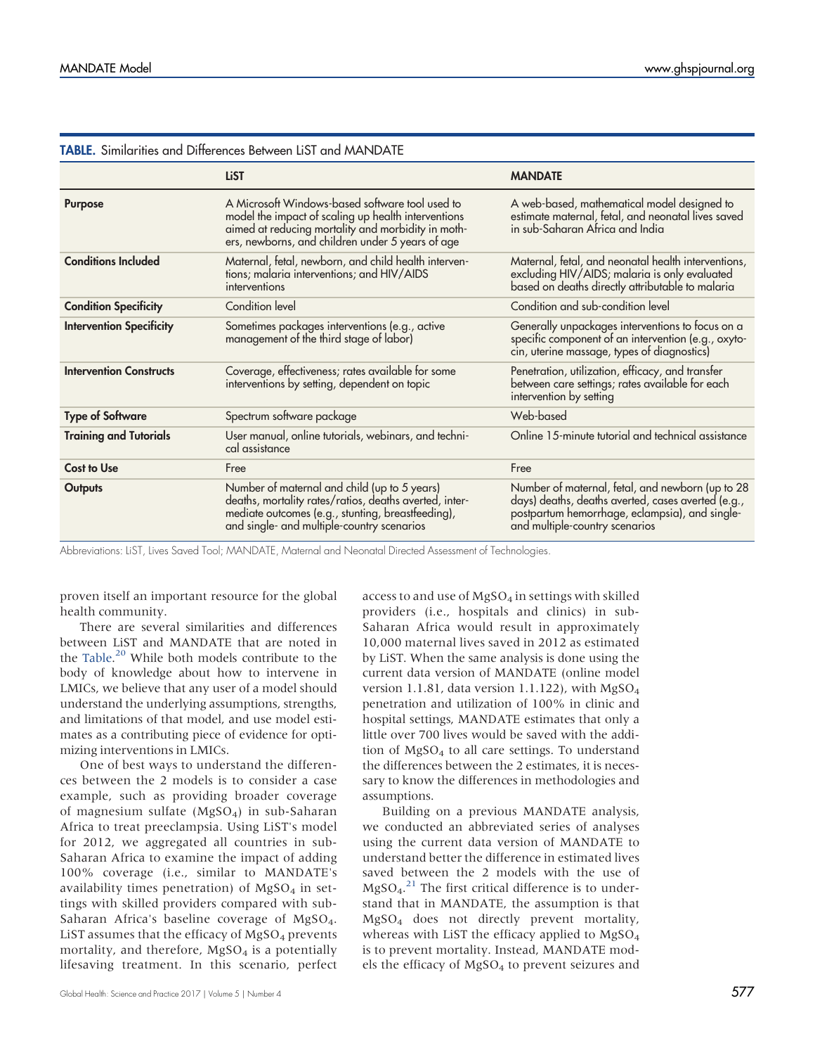**TABLE.** Similarities and Differences Between LiST and MANDATE

| | LiST | MANDATE |
|---|---|---|
| **Purpose** | A Microsoft Windows-based software tool used to model the impact of scaling up health interventions aimed at reducing mortality and morbidity in mothers, newborns, and children under 5 years of age | A web-based, mathematical model designed to estimate maternal, fetal, and neonatal lives saved in sub-Saharan Africa and India |
| **Conditions Included** | Maternal, fetal, newborn, and child health interventions; malaria interventions; and HIV/AIDS interventions | Maternal, fetal, and neonatal health interventions, excluding HIV/AIDS; malaria is only evaluated based on deaths directly attributable to malaria |
| **Condition Specificity** | Condition level | Condition and sub-condition level |
| **Intervention Specificity** | Sometimes packages interventions (e.g., active management of the third stage of labor) | Generally unpackages interventions to focus on a specific component of an intervention (e.g., oxytocin, uterine massage, types of diagnostics) |
| **Intervention Constructs** | Coverage, effectiveness; rates available for some interventions by setting, dependent on topic | Penetration, utilization, efficacy, and transfer between care settings; rates available for each intervention by setting |
| **Type of Software** | Spectrum software package | Web-based |
| **Training and Tutorials** | User manual, online tutorials, webinars, and technical assistance | Online 15-minute tutorial and technical assistance |
| **Cost to Use** | Free | Free |
| **Outputs** | Number of maternal and child (up to 5 years) deaths, mortality rates/ratios, deaths averted, intermediate outcomes (e.g., stunting, breastfeeding), and single- and multiple-country scenarios | Number of maternal, fetal, and newborn (up to 28 days) deaths, deaths averted, cases averted (e.g., postpartum hemorrhage, eclampsia), and single- and multiple-country scenarios |

Abbreviations: LiST, Lives Saved Tool; MANDATE, Maternal and Neonatal Directed Assessment of Technologies.

proven itself an important resource for the global health community.

There are several similarities and differences between LiST and MANDATE that are noted in the Table.[20] While both models contribute to the body of knowledge about how to intervene in LMICs, we believe that any user of a model should understand the underlying assumptions, strengths, and limitations of that model, and use model estimates as a contributing piece of evidence for optimizing interventions in LMICs.

One of best ways to understand the differences between the 2 models is to consider a case example, such as providing broader coverage of magnesium sulfate ($MgSO_4$) in sub-Saharan Africa to treat preeclampsia. Using LiST's model for 2012, we aggregated all countries in sub-Saharan Africa to examine the impact of adding 100% coverage (i.e., similar to MANDATE's availability times penetration) of $MgSO_4$ in settings with skilled providers compared with sub-Saharan Africa's baseline coverage of $MgSO_4$. LiST assumes that the efficacy of $MgSO_4$ prevents mortality, and therefore, $MgSO_4$ is a potentially lifesaving treatment. In this scenario, perfect access to and use of $MgSO_4$ in settings with skilled providers (i.e., hospitals and clinics) in sub-Saharan Africa would result in approximately 10,000 maternal lives saved in 2012 as estimated by LiST. When the same analysis is done using the current data version of MANDATE (online model version 1.1.81, data version 1.1.122), with $MgSO_4$ penetration and utilization of 100% in clinic and hospital settings, MANDATE estimates that only a little over 700 lives would be saved with the addition of $MgSO_4$ to all care settings. To understand the differences between the 2 estimates, it is necessary to know the differences in methodologies and assumptions.

Building on a previous MANDATE analysis, we conducted an abbreviated series of analyses using the current data version of MANDATE to understand better the difference in estimated lives saved between the 2 models with the use of $MgSO_4$.[21] The first critical difference is to understand that in MANDATE, the assumption is that $MgSO_4$ does not directly prevent mortality, whereas with LiST the efficacy applied to $MgSO_4$ is to prevent mortality. Instead, MANDATE models the efficacy of $MgSO_4$ to prevent seizures and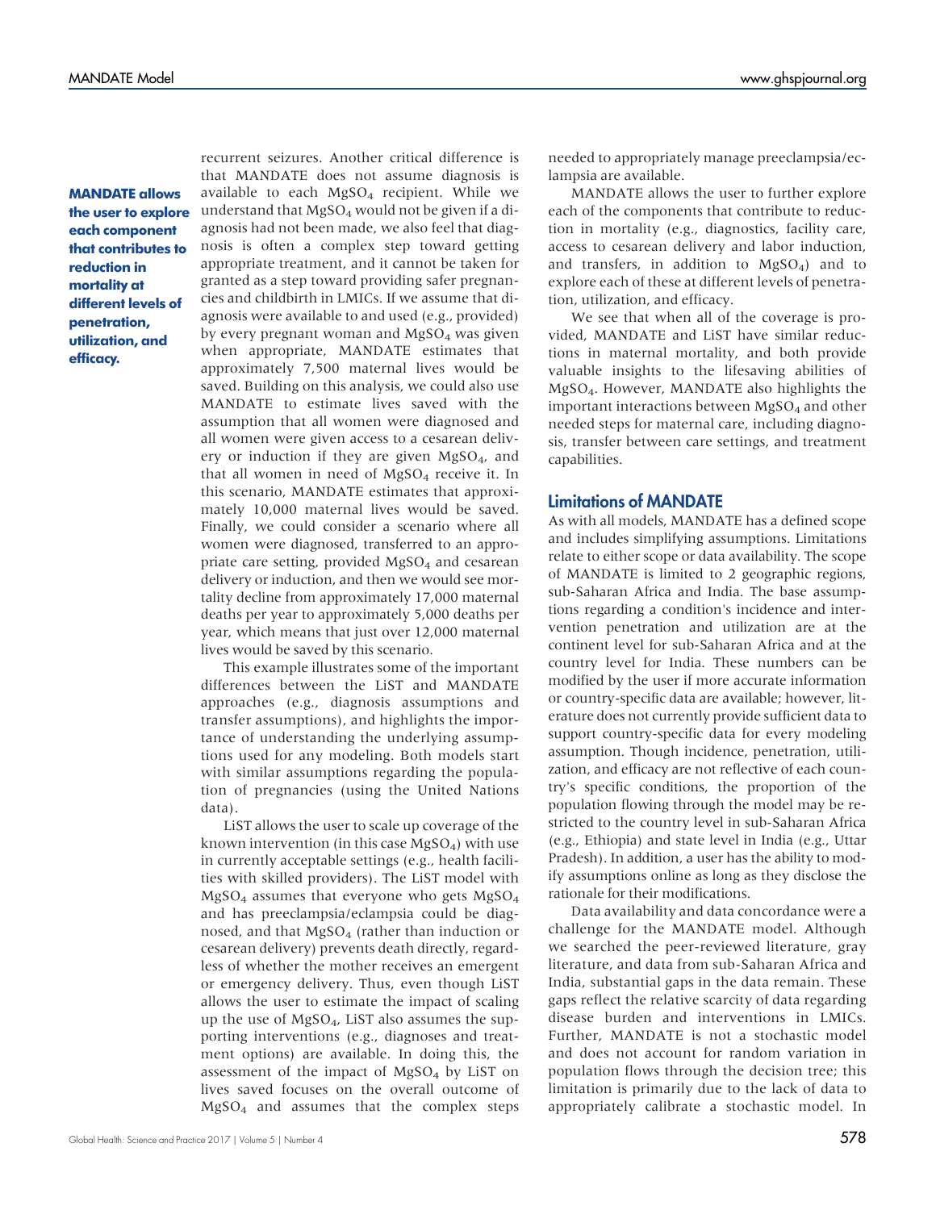**MANDATE allows the user to explore each component that contributes to reduction in mortality at different levels of penetration, utilization, and efficacy.**

recurrent seizures. Another critical difference is that MANDATE does not assume diagnosis is available to each $MgSO_4$ recipient. While we understand that $MgSO_4$ would not be given if a diagnosis had not been made, we also feel that diagnosis is often a complex step toward getting appropriate treatment, and it cannot be taken for granted as a step toward providing safer pregnancies and childbirth in LMICs. If we assume that diagnosis were available to and used (e.g., provided) by every pregnant woman and $MgSO_4$ was given when appropriate, MANDATE estimates that approximately 7,500 maternal lives would be saved. Building on this analysis, we could also use MANDATE to estimate lives saved with the assumption that all women were diagnosed and all women were given access to a cesarean delivery or induction if they are given $MgSO_4$, and that all women in need of $MgSO_4$ receive it. In this scenario, MANDATE estimates that approximately 10,000 maternal lives would be saved. Finally, we could consider a scenario where all women were diagnosed, transferred to an appropriate care setting, provided $MgSO_4$ and cesarean delivery or induction, and then we would see mortality decline from approximately 17,000 maternal deaths per year to approximately 5,000 deaths per year, which means that just over 12,000 maternal lives would be saved by this scenario.

This example illustrates some of the important differences between the LiST and MANDATE approaches (e.g., diagnosis assumptions and transfer assumptions), and highlights the importance of understanding the underlying assumptions used for any modeling. Both models start with similar assumptions regarding the population of pregnancies (using the United Nations data).

LiST allows the user to scale up coverage of the known intervention (in this case $MgSO_4$) with use in currently acceptable settings (e.g., health facilities with skilled providers). The LiST model with $MgSO_4$ assumes that everyone who gets $MgSO_4$ and has preeclampsia/eclampsia could be diagnosed, and that $MgSO_4$ (rather than induction or cesarean delivery) prevents death directly, regardless of whether the mother receives an emergent or emergency delivery. Thus, even though LiST allows the user to estimate the impact of scaling up the use of $MgSO_4$, LiST also assumes the supporting interventions (e.g., diagnoses and treatment options) are available. In doing this, the assessment of the impact of $MgSO_4$ by LiST on lives saved focuses on the overall outcome of $MgSO_4$ and assumes that the complex steps needed to appropriately manage preeclampsia/eclampsia are available.

MANDATE allows the user to further explore each of the components that contribute to reduction in mortality (e.g., diagnostics, facility care, access to cesarean delivery and labor induction, and transfers, in addition to $MgSO_4$) and to explore each of these at different levels of penetration, utilization, and efficacy.

We see that when all of the coverage is provided, MANDATE and LiST have similar reductions in maternal mortality, and both provide valuable insights to the lifesaving abilities of $MgSO_4$. However, MANDATE also highlights the important interactions between $MgSO_4$ and other needed steps for maternal care, including diagnosis, transfer between care settings, and treatment capabilities.

## Limitations of MANDATE

As with all models, MANDATE has a defined scope and includes simplifying assumptions. Limitations relate to either scope or data availability. The scope of MANDATE is limited to 2 geographic regions, sub-Saharan Africa and India. The base assumptions regarding a condition's incidence and intervention penetration and utilization are at the continent level for sub-Saharan Africa and at the country level for India. These numbers can be modified by the user if more accurate information or country-specific data are available; however, literature does not currently provide sufficient data to support country-specific data for every modeling assumption. Though incidence, penetration, utilization, and efficacy are not reflective of each country's specific conditions, the proportion of the population flowing through the model may be restricted to the country level in sub-Saharan Africa (e.g., Ethiopia) and state level in India (e.g., Uttar Pradesh). In addition, a user has the ability to modify assumptions online as long as they disclose the rationale for their modifications.

Data availability and data concordance were a challenge for the MANDATE model. Although we searched the peer-reviewed literature, gray literature, and data from sub-Saharan Africa and India, substantial gaps in the data remain. These gaps reflect the relative scarcity of data regarding disease burden and interventions in LMICs. Further, MANDATE is not a stochastic model and does not account for random variation in population flows through the decision tree; this limitation is primarily due to the lack of data to appropriately calibrate a stochastic model. In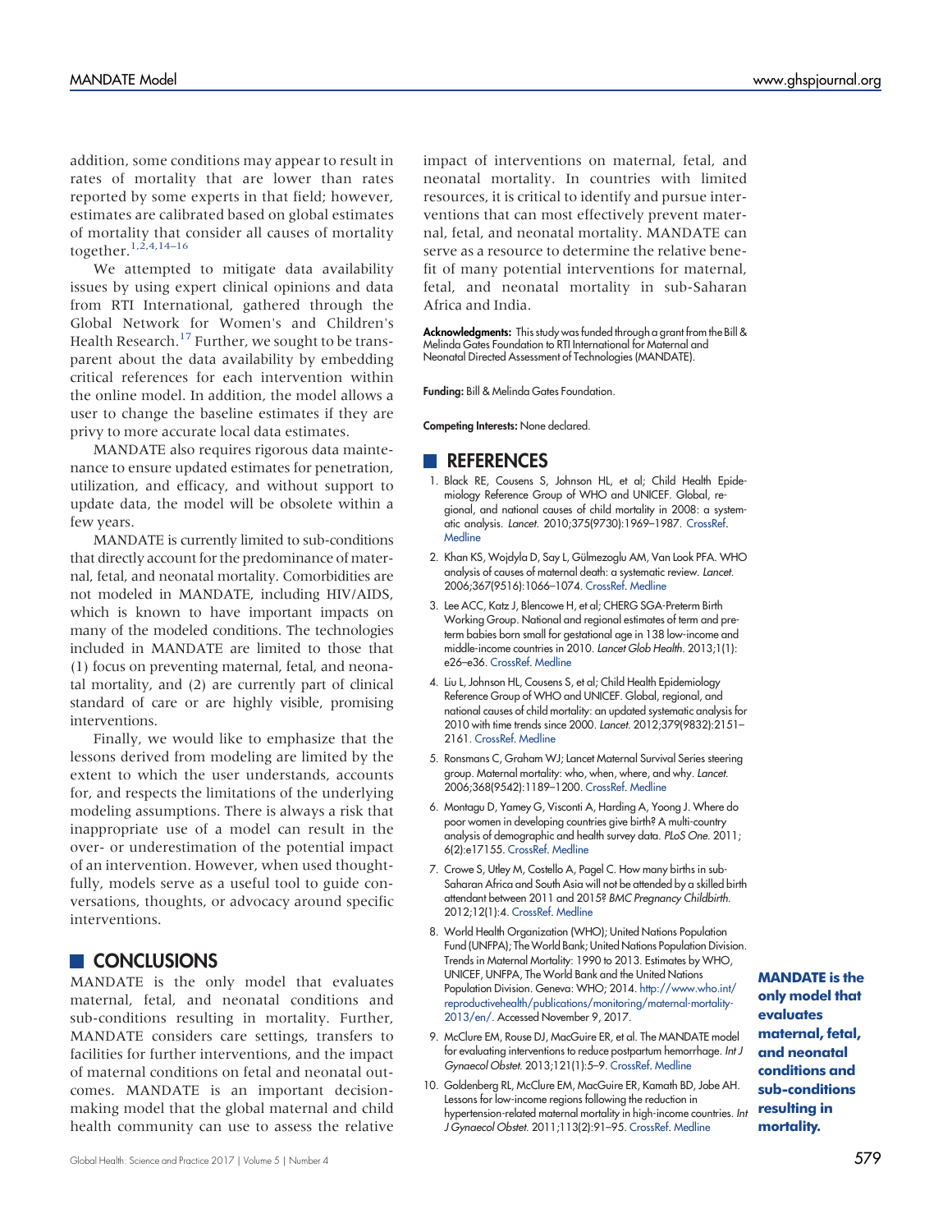addition, some conditions may appear to result in rates of mortality that are lower than rates reported by some experts in that field; however, estimates are calibrated based on global estimates of mortality that consider all causes of mortality together.[1,2,4,14–16]

We attempted to mitigate data availability issues by using expert clinical opinions and data from RTI International, gathered through the Global Network for Women's and Children's Health Research.[17] Further, we sought to be transparent about the data availability by embedding critical references for each intervention within the online model. In addition, the model allows a user to change the baseline estimates if they are privy to more accurate local data estimates.

MANDATE also requires rigorous data maintenance to ensure updated estimates for penetration, utilization, and efficacy, and without support to update data, the model will be obsolete within a few years.

MANDATE is currently limited to sub-conditions that directly account for the predominance of maternal, fetal, and neonatal mortality. Comorbidities are not modeled in MANDATE, including HIV/AIDS, which is known to have important impacts on many of the modeled conditions. The technologies included in MANDATE are limited to those that (1) focus on preventing maternal, fetal, and neonatal mortality, and (2) are currently part of clinical standard of care or are highly visible, promising interventions.

Finally, we would like to emphasize that the lessons derived from modeling are limited by the extent to which the user understands, accounts for, and respects the limitations of the underlying modeling assumptions. There is always a risk that inappropriate use of a model can result in the over- or underestimation of the potential impact of an intervention. However, when used thoughtfully, models serve as a useful tool to guide conversations, thoughts, or advocacy around specific interventions.

## CONCLUSIONS

MANDATE is the only model that evaluates maternal, fetal, and neonatal conditions and sub-conditions resulting in mortality. Further, MANDATE considers care settings, transfers to facilities for further interventions, and the impact of maternal conditions on fetal and neonatal outcomes. MANDATE is an important decision-making model that the global maternal and child health community can use to assess the relative impact of interventions on maternal, fetal, and neonatal mortality. In countries with limited resources, it is critical to identify and pursue interventions that can most effectively prevent maternal, fetal, and neonatal mortality. MANDATE can serve as a resource to determine the relative benefit of many potential interventions for maternal, fetal, and neonatal mortality in sub-Saharan Africa and India.

**MANDATE is the only model that evaluates maternal, fetal, and neonatal conditions and sub-conditions resulting in mortality.**

**Acknowledgments:** This study was funded through a grant from the Bill & Melinda Gates Foundation to RTI International for Maternal and Neonatal Directed Assessment of Technologies (MANDATE).

**Funding:** Bill & Melinda Gates Foundation.

**Competing Interests:** None declared.

## REFERENCES

1. Black RE, Cousens S, Johnson HL, et al; Child Health Epidemiology Reference Group of WHO and UNICEF. Global, regional, and national causes of child mortality in 2008: a systematic analysis. *Lancet.* 2010;375(9730):1969–1987. CrossRef. Medline
2. Khan KS, Wojdyla D, Say L, Gülmezoglu AM, Van Look PFA. WHO analysis of causes of maternal death: a systematic review. *Lancet.* 2006;367(9516):1066–1074. CrossRef. Medline
3. Lee ACC, Katz J, Blencowe H, et al; CHERG SGA-Preterm Birth Working Group. National and regional estimates of term and preterm babies born small for gestational age in 138 low-income and middle-income countries in 2010. *Lancet Glob Health.* 2013;1(1):e26–e36. CrossRef. Medline
4. Liu L, Johnson HL, Cousens S, et al; Child Health Epidemiology Reference Group of WHO and UNICEF. Global, regional, and national causes of child mortality: an updated systematic analysis for 2010 with time trends since 2000. *Lancet.* 2012;379(9832):2151–2161. CrossRef. Medline
5. Ronsmans C, Graham WJ; Lancet Maternal Survival Series steering group. Maternal mortality: who, when, where, and why. *Lancet.* 2006;368(9542):1189–1200. CrossRef. Medline
6. Montagu D, Yamey G, Visconti A, Harding A, Yoong J. Where do poor women in developing countries give birth? A multi-country analysis of demographic and health survey data. *PLoS One.* 2011;6(2):e17155. CrossRef. Medline
7. Crowe S, Utley M, Costello A, Pagel C. How many births in sub-Saharan Africa and South Asia will not be attended by a skilled birth attendant between 2011 and 2015? *BMC Pregnancy Childbirth.* 2012;12(1):4. CrossRef. Medline
8. World Health Organization (WHO); United Nations Population Fund (UNFPA); The World Bank; United Nations Population Division. Trends in Maternal Mortality: 1990 to 2013. Estimates by WHO, UNICEF, UNFPA, The World Bank and the United Nations Population Division. Geneva: WHO; 2014. http://www.who.int/reproductivehealth/publications/monitoring/maternal-mortality-2013/en/. Accessed November 9, 2017.
9. McClure EM, Rouse DJ, MacGuire ER, et al. The MANDATE model for evaluating interventions to reduce postpartum hemorrhage. *Int J Gynaecol Obstet.* 2013;121(1):5–9. CrossRef. Medline
10. Goldenberg RL, McClure EM, MacGuire ER, Kamath BD, Jobe AH. Lessons for low-income regions following the reduction in hypertension-related maternal mortality in high-income countries. *Int J Gynaecol Obstet.* 2011;113(2):91–95. CrossRef. Medline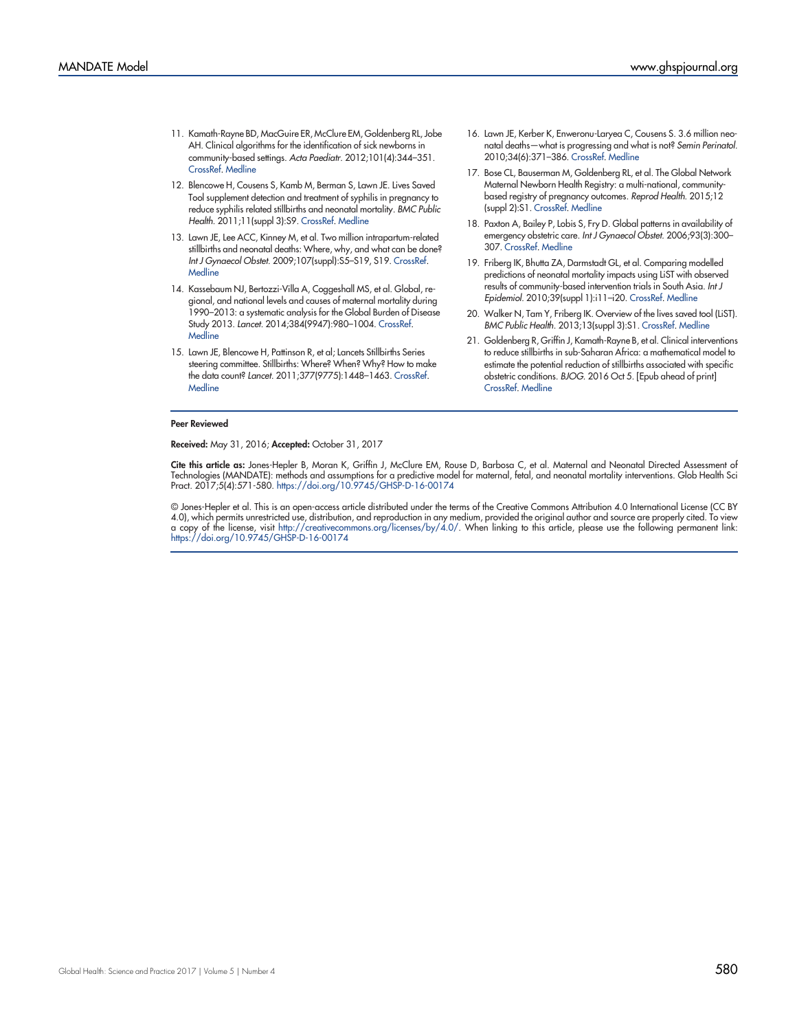11. Kamath-Rayne BD, MacGuire ER, McClure EM, Goldenberg RL, Jobe AH. Clinical algorithms for the identification of sick newborns in community-based settings. *Acta Paediatr.* 2012;101(4):344–351. CrossRef. Medline
12. Blencowe H, Cousens S, Kamb M, Berman S, Lawn JE. Lives Saved Tool supplement detection and treatment of syphilis in pregnancy to reduce syphilis related stillbirths and neonatal mortality. *BMC Public Health.* 2011;11(suppl 3):S9. CrossRef. Medline
13. Lawn JE, Lee ACC, Kinney M, et al. Two million intrapartum-related stillbirths and neonatal deaths: Where, why, and what can be done? *Int J Gynaecol Obstet.* 2009;107(suppl):S5–S19, S19. CrossRef. Medline
14. Kassebaum NJ, Bertozzi-Villa A, Coggeshall MS, et al. Global, regional, and national levels and causes of maternal mortality during 1990–2013: a systematic analysis for the Global Burden of Disease Study 2013. *Lancet.* 2014;384(9947):980–1004. CrossRef. Medline
15. Lawn JE, Blencowe H, Pattinson R, et al; Lancets Stillbirths Series steering committee. Stillbirths: Where? When? Why? How to make the data count? *Lancet.* 2011;377(9775):1448–1463. CrossRef. Medline
16. Lawn JE, Kerber K, Enweronu-Laryea C, Cousens S. 3.6 million neonatal deaths—what is progressing and what is not? *Semin Perinatol.* 2010;34(6):371–386. CrossRef. Medline
17. Bose CL, Bauserman M, Goldenberg RL, et al. The Global Network Maternal Newborn Health Registry: a multi-national, community-based registry of pregnancy outcomes. *Reprod Health.* 2015;12 (suppl 2):S1. CrossRef. Medline
18. Paxton A, Bailey P, Lobis S, Fry D. Global patterns in availability of emergency obstetric care. *Int J Gynaecol Obstet.* 2006;93(3):300–307. CrossRef. Medline
19. Friberg IK, Bhutta ZA, Darmstadt GL, et al. Comparing modelled predictions of neonatal mortality impacts using LiST with observed results of community-based intervention trials in South Asia. *Int J Epidemiol.* 2010;39(suppl 1):i11–i20. CrossRef. Medline
20. Walker N, Tam Y, Friberg IK. Overview of the lives saved tool (LiST). *BMC Public Health.* 2013;13(suppl 3):S1. CrossRef. Medline
21. Goldenberg R, Griffin J, Kamath-Rayne B, et al. Clinical interventions to reduce stillbirths in sub-Saharan Africa: a mathematical model to estimate the potential reduction of stillbirths associated with specific obstetric conditions. *BJOG.* 2016 Oct 5. [Epub ahead of print] CrossRef. Medline

**Peer Reviewed**

**Received:** May 31, 2016; **Accepted:** October 31, 2017

**Cite this article as:** Jones-Hepler B, Moran K, Griffin J, McClure EM, Rouse D, Barbosa C, et al. Maternal and Neonatal Directed Assessment of Technologies (MANDATE): methods and assumptions for a predictive model for maternal, fetal, and neonatal mortality interventions. Glob Health Sci Pract. 2017;5(4):571-580. https://doi.org/10.9745/GHSP-D-16-00174

© Jones-Hepler et al. This is an open-access article distributed under the terms of the Creative Commons Attribution 4.0 International License (CC BY 4.0), which permits unrestricted use, distribution, and reproduction in any medium, provided the original author and source are properly cited. To view a copy of the license, visit http://creativecommons.org/licenses/by/4.0/. When linking to this article, please use the following permanent link: https://doi.org/10.9745/GHSP-D-16-00174